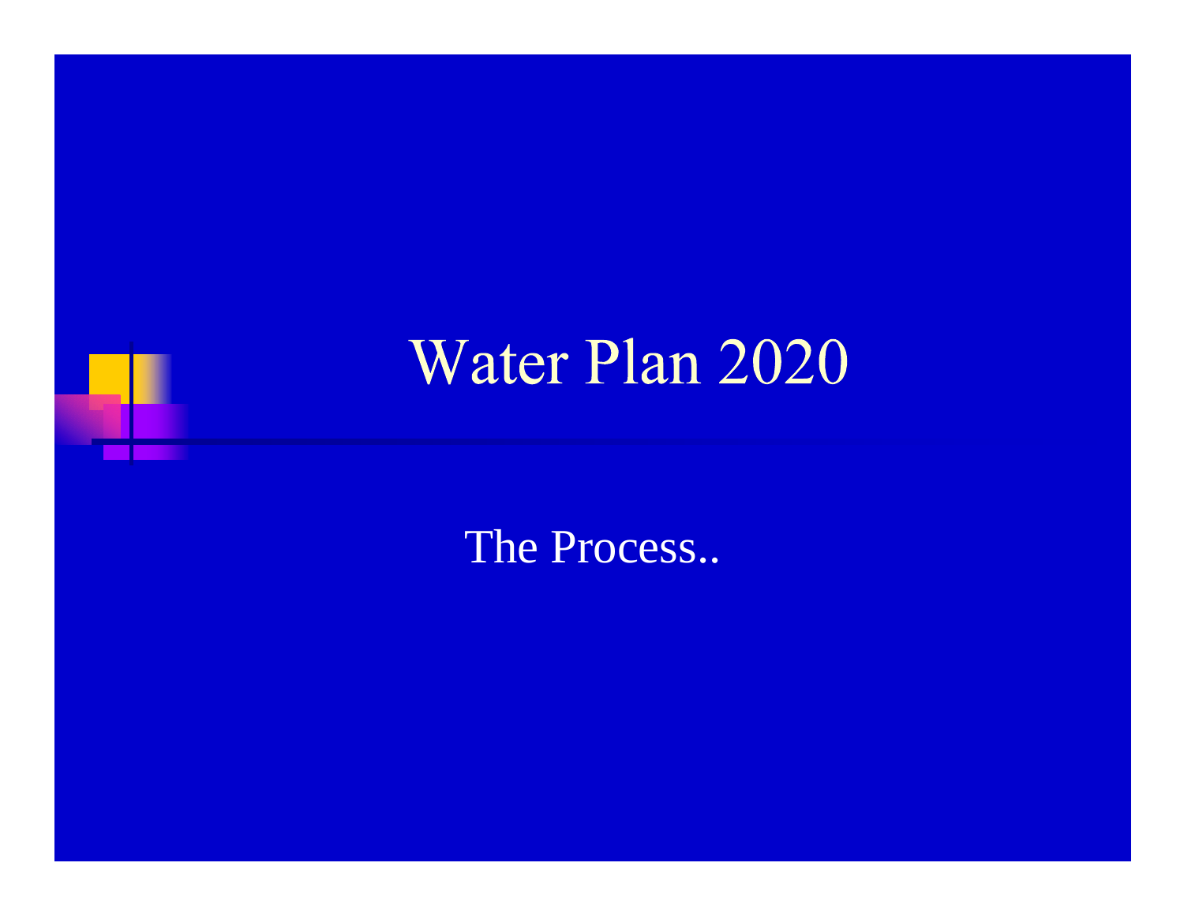# Water Plan 2020

The Process..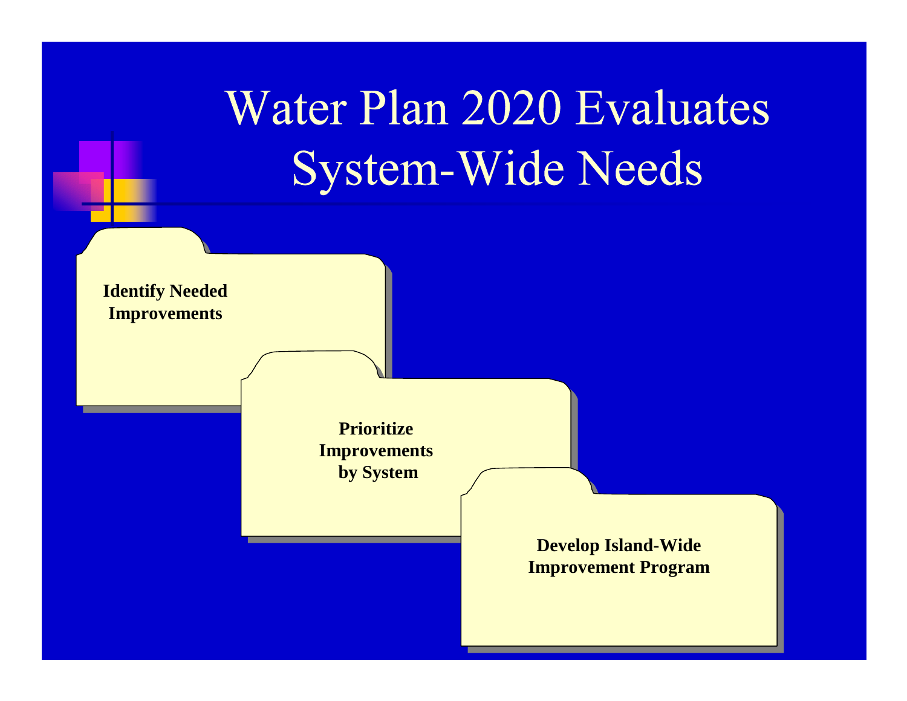# Water Plan 2020 Evaluates System-Wide Needs

**Identify Needed Improvements**

**Prioritize Improvements by System**

**Develop Island-Wide Improvement Program**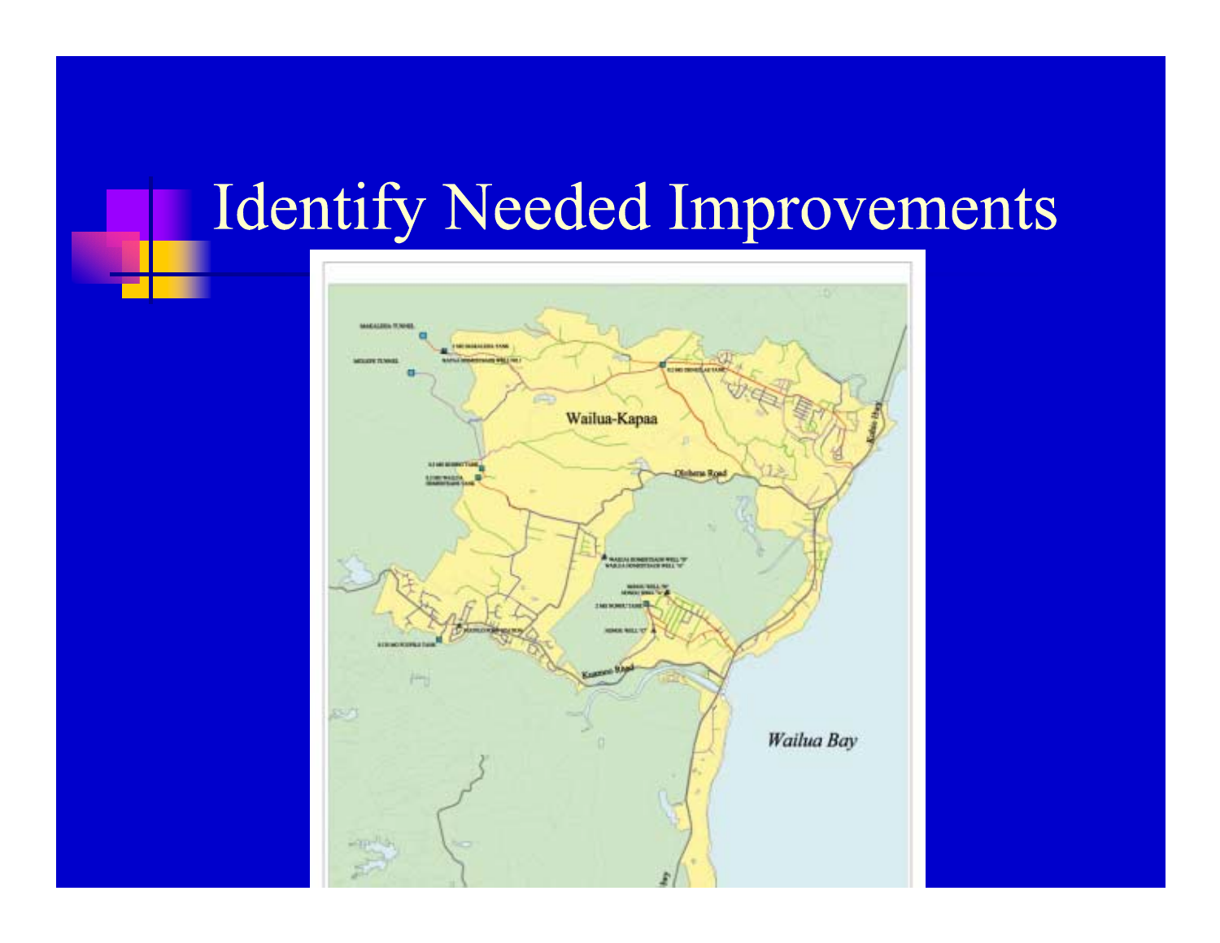# Identify Needed Improvements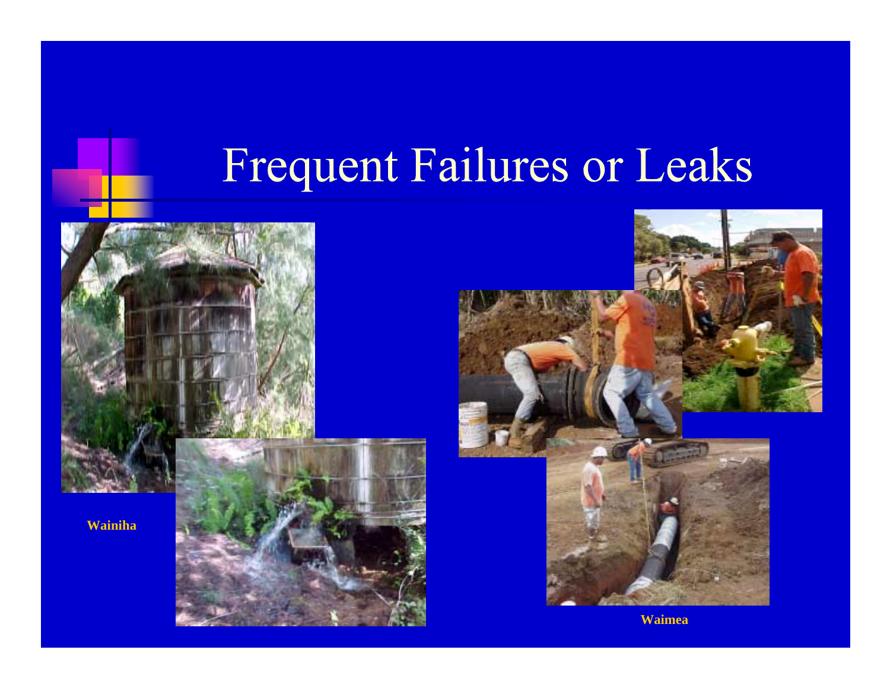# Frequent Failures or Leaks

**Wainiha**

**Waimea**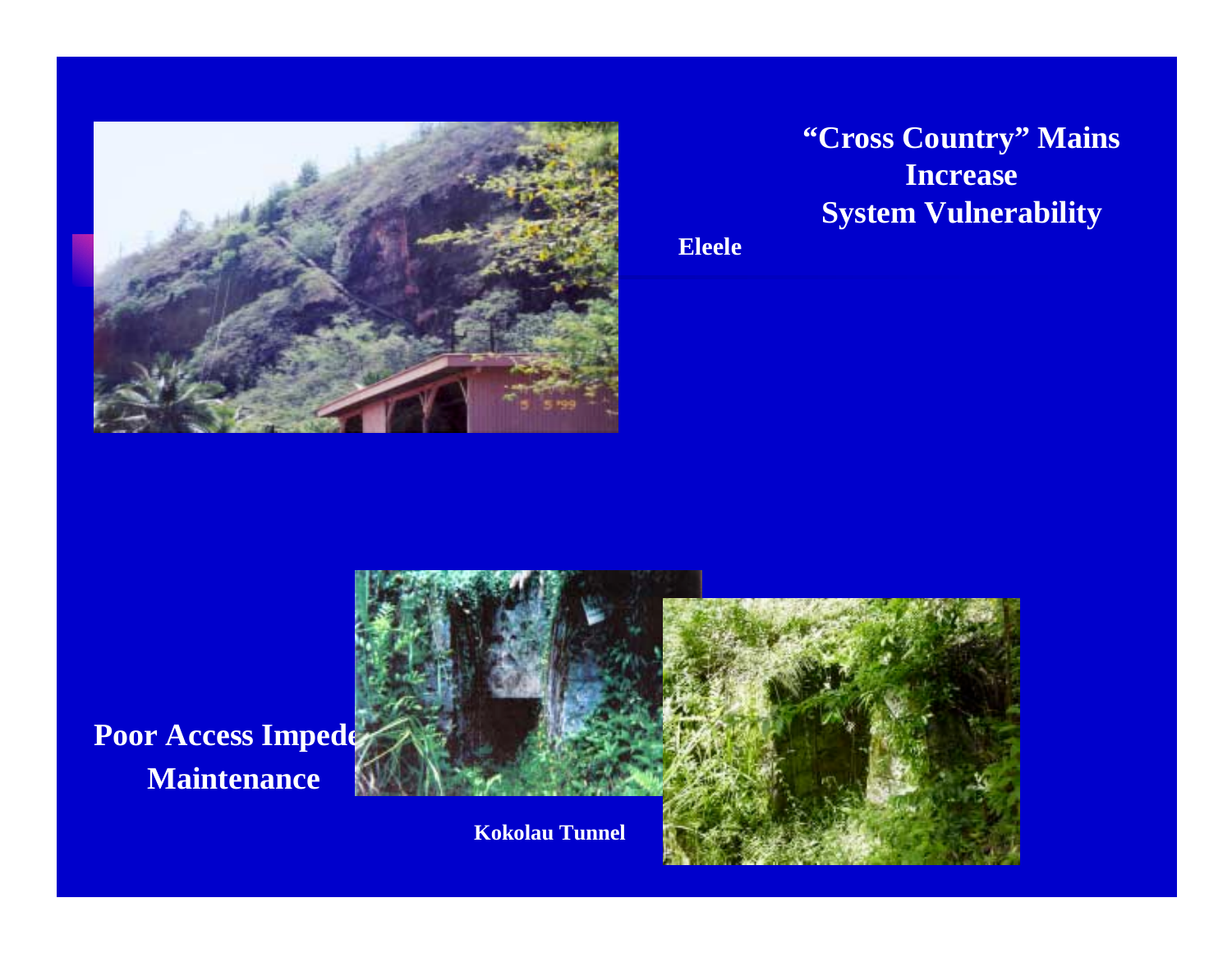## "Cross Country" Mains Increase System Vulnerability

Eleele

**Poor Access Impede Maintenance**

Kokolau Tunnel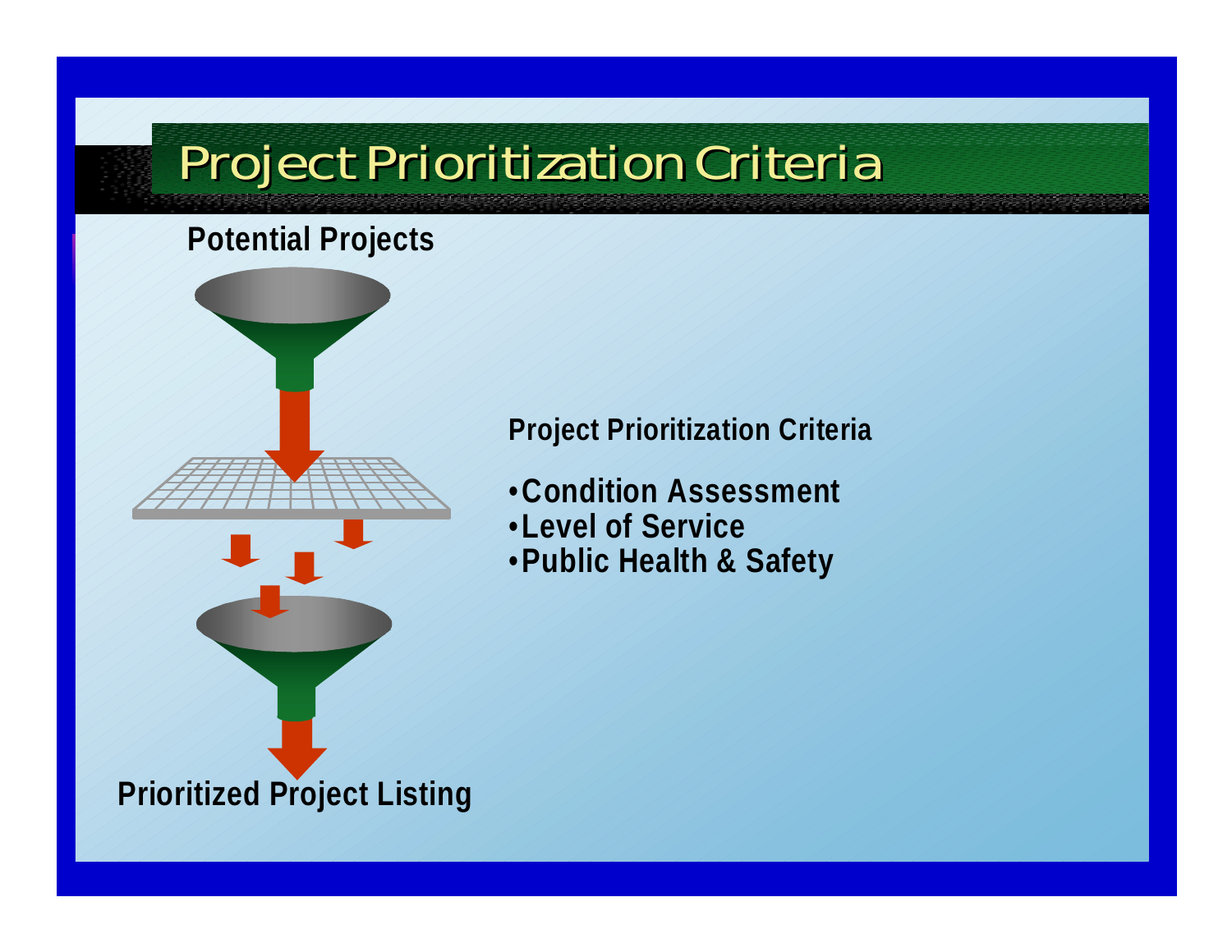# Project Prioritization Criteria

**Potential Projects**

**Project Prioritization Criteria**

- **Condition Assessment**
- **Level of Service**
- **Public Health & Safety**

**Prioritized Project Listing**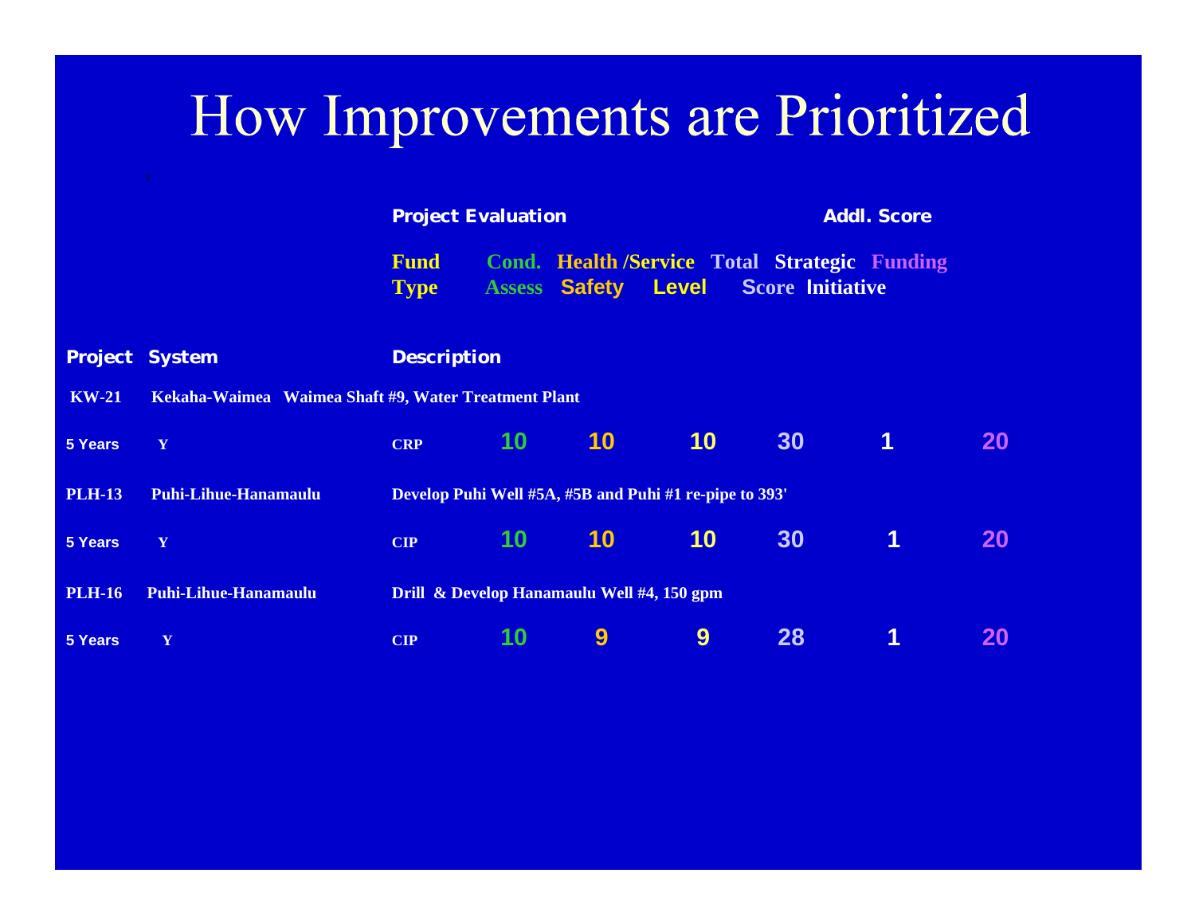# How Improvements are Prioritized

| Project | System | Description / Fund Type | Cond. Assess | Health / Safety | Service Level | Total Score | Strategic Initiative | Funding |
|---|---|---|---|---|---|---|---|---|
| | | **Project Evaluation** | | | | | **Addl. Score** | |
| KW-21 | Kekaha-Waimea | Waimea Shaft #9, Water Treatment Plant | | | | | | |
| 5 Years | Y | CRP | 10 | 10 | 10 | 30 | 1 | 20 |
| PLH-13 | Puhi-Lihue-Hanamaulu | Develop Puhi Well #5A, #5B and Puhi #1 re-pipe to 393' | | | | | | |
| 5 Years | Y | CIP | 10 | 10 | 10 | 30 | 1 | 20 |
| PLH-16 | Puhi-Lihue-Hanamaulu | Drill & Develop Hanamaulu Well #4, 150 gpm | | | | | | |
| 5 Years | Y | CIP | 10 | 9 | 9 | 28 | 1 | 20 |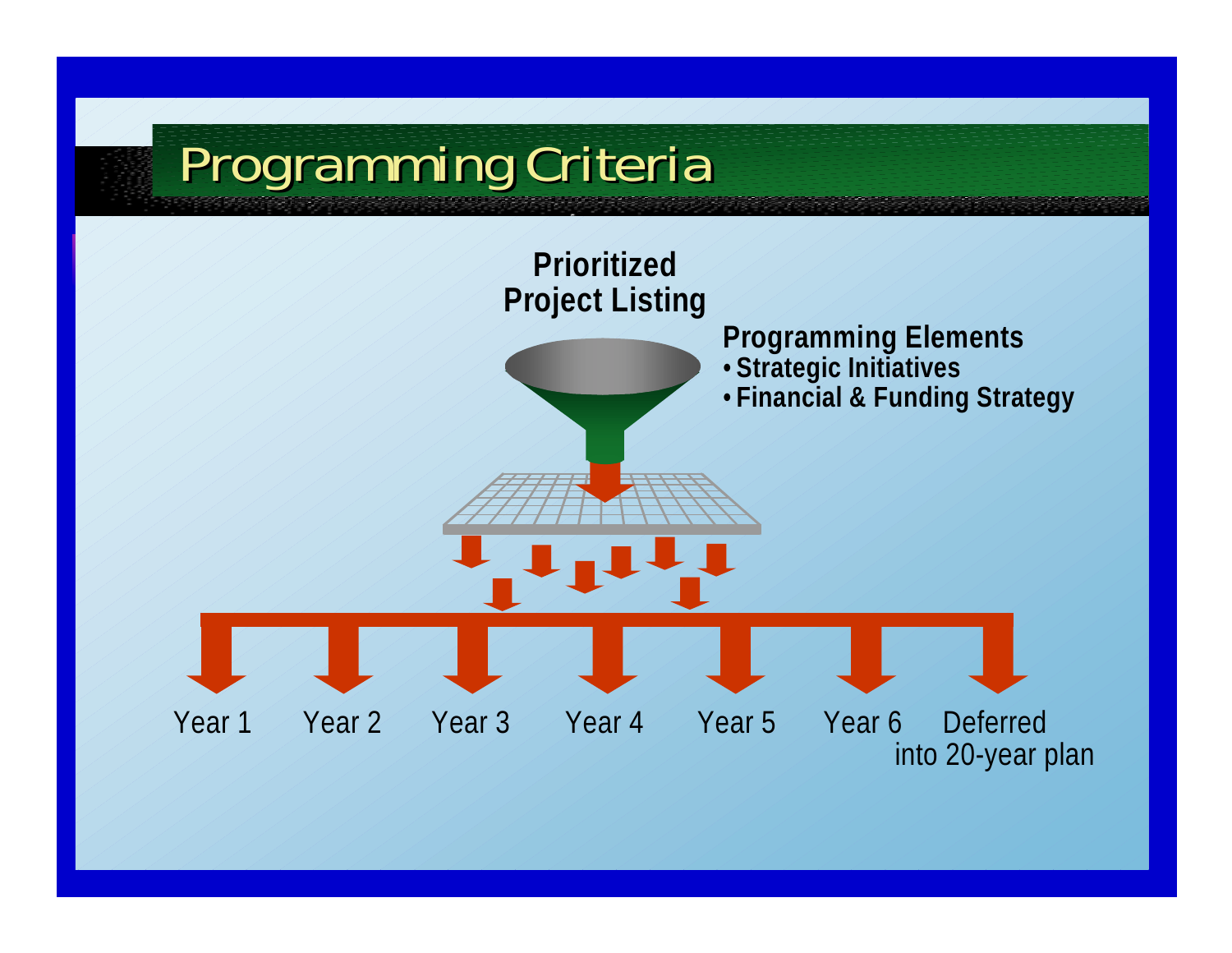# Programming Criteria

**Prioritized Project Listing**

**Programming Elements**
- **Strategic Initiatives**
- **Financial & Funding Strategy**

Year 1 Year 2 Year 3 Year 4 Year 5 Year 6 Deferred into 20-year plan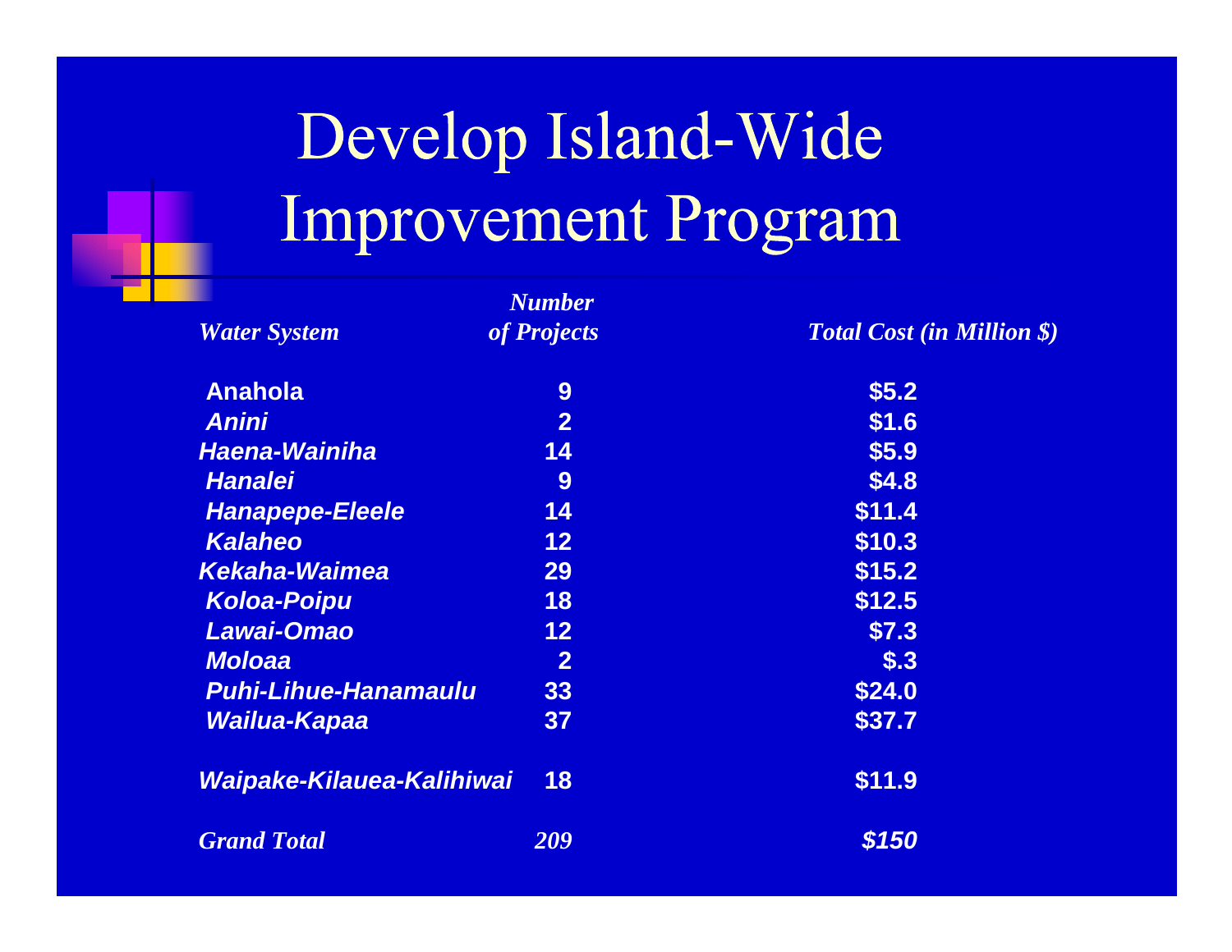# Develop Island-Wide Improvement Program

| *Water System* | *Number of Projects* | *Total Cost (in Million $)* |
|---|---|---|
| **Anahola** | **9** | **$5.2** |
| ***Anini*** | **2** | **$1.6** |
| ***Haena-Wainiha*** | **14** | **$5.9** |
| ***Hanalei*** | **9** | **$4.8** |
| ***Hanapepe-Eleele*** | **14** | **$11.4** |
| ***Kalaheo*** | **12** | **$10.3** |
| ***Kekaha-Waimea*** | **29** | **$15.2** |
| ***Koloa-Poipu*** | **18** | **$12.5** |
| ***Lawai-Omao*** | **12** | **$7.3** |
| ***Moloaa*** | **2** | **$.3** |
| ***Puhi-Lihue-Hanamaulu*** | **33** | **$24.0** |
| ***Wailua-Kapaa*** | **37** | **$37.7** |
| ***Waipake-Kilauea-Kalihiwai*** | **18** | **$11.9** |
| ***Grand Total*** | ***209*** | ***$150*** |